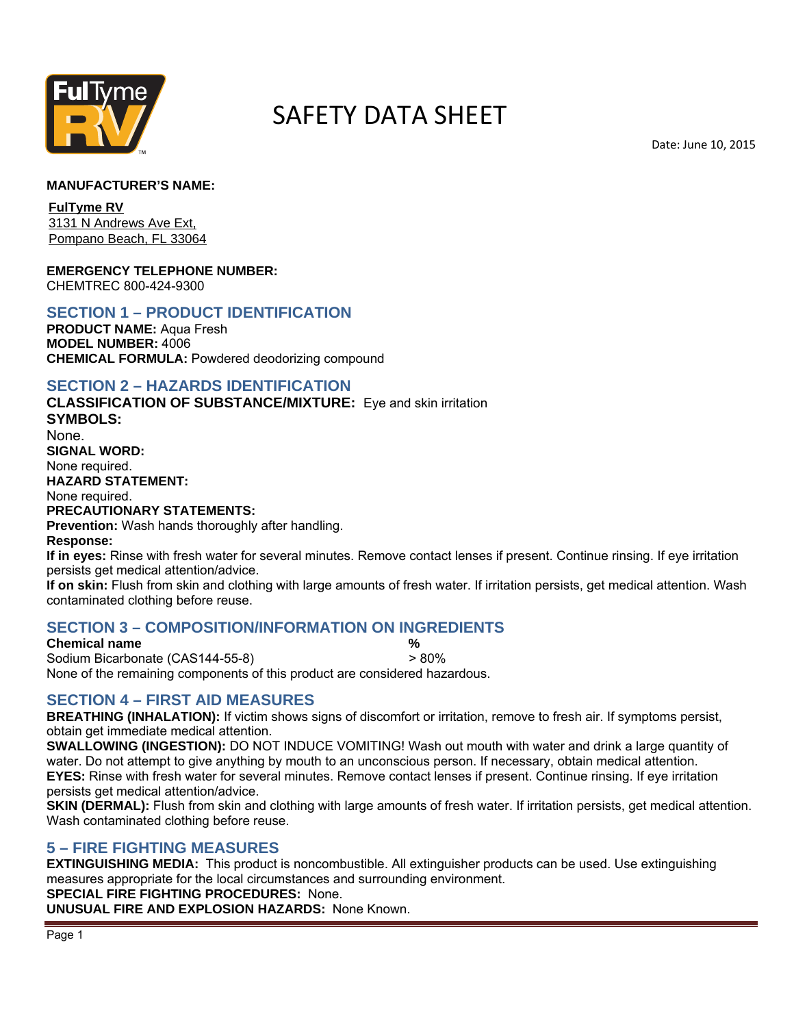# SAFETY DATA SHEET

Date: June 10, 2015

**MANUFACTURER'S NAME:**

**FulTyme RV**
3131 N Andrews Ave Ext,
Pompano Beach, FL 33064

**EMERGENCY TELEPHONE NUMBER:**
CHEMTREC 800-424-9300

## SECTION 1 – PRODUCT IDENTIFICATION

**PRODUCT NAME:** Aqua Fresh
**MODEL NUMBER:** 4006
**CHEMICAL FORMULA:** Powdered deodorizing compound

## SECTION 2 – HAZARDS IDENTIFICATION

**CLASSIFICATION OF SUBSTANCE/MIXTURE:** Eye and skin irritation
**SYMBOLS:**
None.
**SIGNAL WORD:**
None required.
**HAZARD STATEMENT:**
None required.
**PRECAUTIONARY STATEMENTS:**
**Prevention:** Wash hands thoroughly after handling.
**Response:**
**If in eyes:** Rinse with fresh water for several minutes. Remove contact lenses if present. Continue rinsing. If eye irritation persists get medical attention/advice.
**If on skin:** Flush from skin and clothing with large amounts of fresh water. If irritation persists, get medical attention. Wash contaminated clothing before reuse.

## SECTION 3 – COMPOSITION/INFORMATION ON INGREDIENTS

| Chemical name | % |
|---|---|
| Sodium Bicarbonate (CAS144-55-8) | > 80% |

None of the remaining components of this product are considered hazardous.

## SECTION 4 – FIRST AID MEASURES

**BREATHING (INHALATION):** If victim shows signs of discomfort or irritation, remove to fresh air. If symptoms persist, obtain get immediate medical attention.
**SWALLOWING (INGESTION):** DO NOT INDUCE VOMITING! Wash out mouth with water and drink a large quantity of water. Do not attempt to give anything by mouth to an unconscious person. If necessary, obtain medical attention.
**EYES:** Rinse with fresh water for several minutes. Remove contact lenses if present. Continue rinsing. If eye irritation persists get medical attention/advice.
**SKIN (DERMAL):** Flush from skin and clothing with large amounts of fresh water. If irritation persists, get medical attention. Wash contaminated clothing before reuse.

## 5 – FIRE FIGHTING MEASURES

**EXTINGUISHING MEDIA:** This product is noncombustible. All extinguisher products can be used. Use extinguishing measures appropriate for the local circumstances and surrounding environment.
**SPECIAL FIRE FIGHTING PROCEDURES:** None.
**UNUSUAL FIRE AND EXPLOSION HAZARDS:** None Known.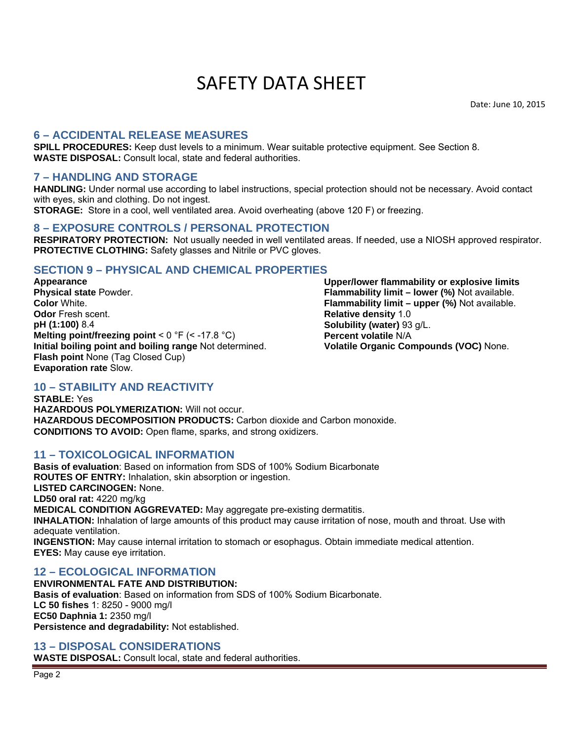# SAFETY DATA SHEET

Date: June 10, 2015

## 6 – ACCIDENTAL RELEASE MEASURES

**SPILL PROCEDURES:** Keep dust levels to a minimum. Wear suitable protective equipment. See Section 8.
**WASTE DISPOSAL:** Consult local, state and federal authorities.

## 7 – HANDLING AND STORAGE

**HANDLING:** Under normal use according to label instructions, special protection should not be necessary. Avoid contact with eyes, skin and clothing. Do not ingest.
**STORAGE:** Store in a cool, well ventilated area. Avoid overheating (above 120 F) or freezing.

## 8 – EXPOSURE CONTROLS / PERSONAL PROTECTION

**RESPIRATORY PROTECTION:** Not usually needed in well ventilated areas. If needed, use a NIOSH approved respirator.
**PROTECTIVE CLOTHING:** Safety glasses and Nitrile or PVC gloves.

## SECTION 9 – PHYSICAL AND CHEMICAL PROPERTIES

**Appearance**
**Physical state** Powder.
**Color** White.
**Odor** Fresh scent.
**pH (1:100)** 8.4
**Melting point/freezing point** < 0 °F (< -17.8 °C)
**Initial boiling point and boiling range** Not determined.
**Flash point** None (Tag Closed Cup)
**Evaporation rate** Slow.

**Upper/lower flammability or explosive limits**
**Flammability limit – lower (%)** Not available.
**Flammability limit – upper (%)** Not available.
**Relative density** 1.0
**Solubility (water)** 93 g/L.
**Percent volatile** N/A
**Volatile Organic Compounds (VOC)** None.

## 10 – STABILITY AND REACTIVITY

**STABLE:** Yes
**HAZARDOUS POLYMERIZATION:** Will not occur.
**HAZARDOUS DECOMPOSITION PRODUCTS:** Carbon dioxide and Carbon monoxide.
**CONDITIONS TO AVOID:** Open flame, sparks, and strong oxidizers.

## 11 – TOXICOLOGICAL INFORMATION

**Basis of evaluation**: Based on information from SDS of 100% Sodium Bicarbonate
**ROUTES OF ENTRY:** Inhalation, skin absorption or ingestion.
**LISTED CARCINOGEN:** None.
**LD50 oral rat:** 4220 mg/kg
**MEDICAL CONDITION AGGREVATED:** May aggregate pre-existing dermatitis.
**INHALATION:** Inhalation of large amounts of this product may cause irritation of nose, mouth and throat. Use with adequate ventilation.
**INGENSTION:** May cause internal irritation to stomach or esophagus. Obtain immediate medical attention.
**EYES:** May cause eye irritation.

## 12 – ECOLOGICAL INFORMATION

**ENVIRONMENTAL FATE AND DISTRIBUTION:**
**Basis of evaluation**: Based on information from SDS of 100% Sodium Bicarbonate.
**LC 50 fishes** 1: 8250 - 9000 mg/l
**EC50 Daphnia 1:** 2350 mg/l
**Persistence and degradability:** Not established.

## 13 – DISPOSAL CONSIDERATIONS

**WASTE DISPOSAL:** Consult local, state and federal authorities.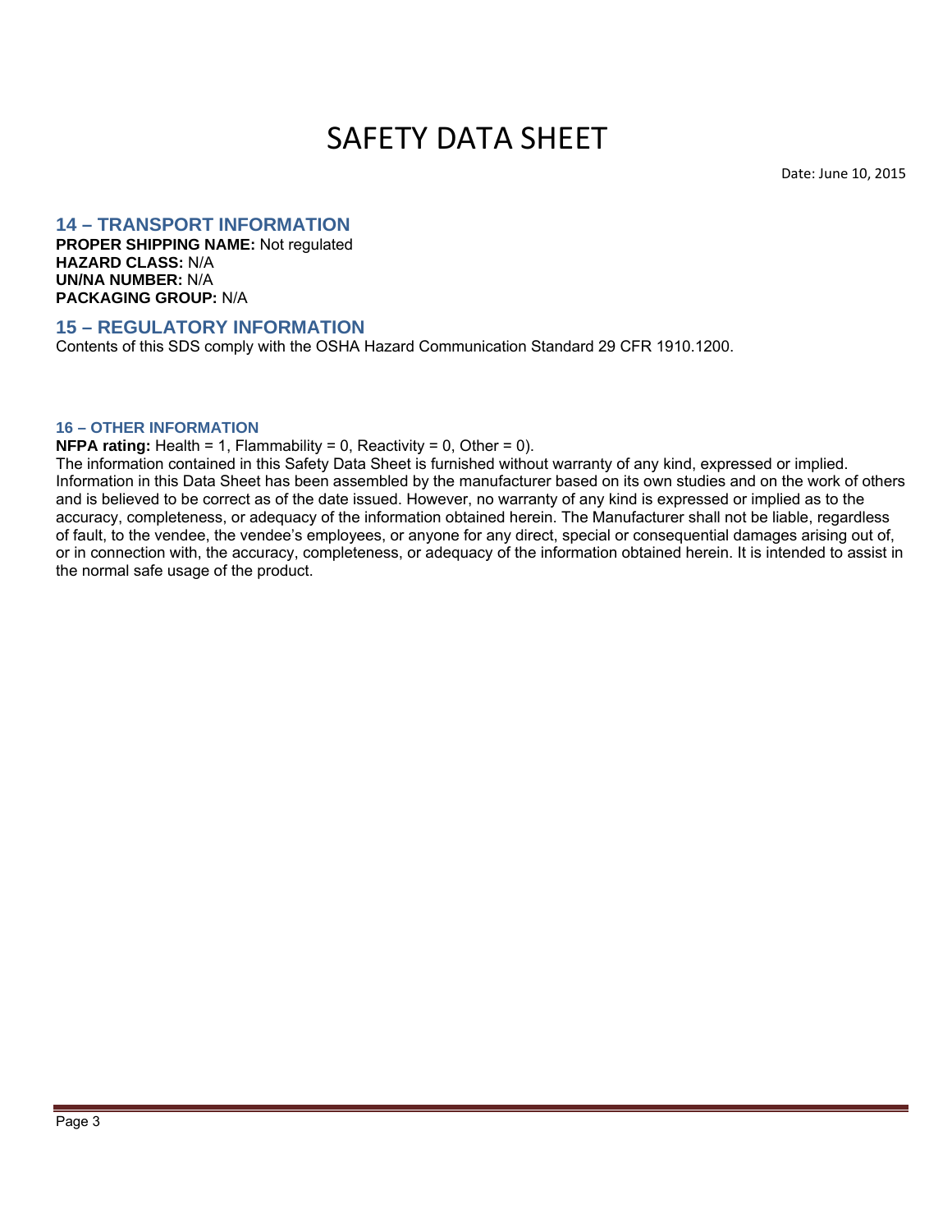# SAFETY DATA SHEET

Date: June 10, 2015

## 14 – TRANSPORT INFORMATION

**PROPER SHIPPING NAME:** Not regulated
**HAZARD CLASS:** N/A
**UN/NA NUMBER:** N/A
**PACKAGING GROUP:** N/A

## 15 – REGULATORY INFORMATION

Contents of this SDS comply with the OSHA Hazard Communication Standard 29 CFR 1910.1200.

## 16 – OTHER INFORMATION

**NFPA rating:** Health = 1, Flammability = 0, Reactivity = 0, Other = 0).
The information contained in this Safety Data Sheet is furnished without warranty of any kind, expressed or implied. Information in this Data Sheet has been assembled by the manufacturer based on its own studies and on the work of others and is believed to be correct as of the date issued. However, no warranty of any kind is expressed or implied as to the accuracy, completeness, or adequacy of the information obtained herein. The Manufacturer shall not be liable, regardless of fault, to the vendee, the vendee's employees, or anyone for any direct, special or consequential damages arising out of, or in connection with, the accuracy, completeness, or adequacy of the information obtained herein. It is intended to assist in the normal safe usage of the product.